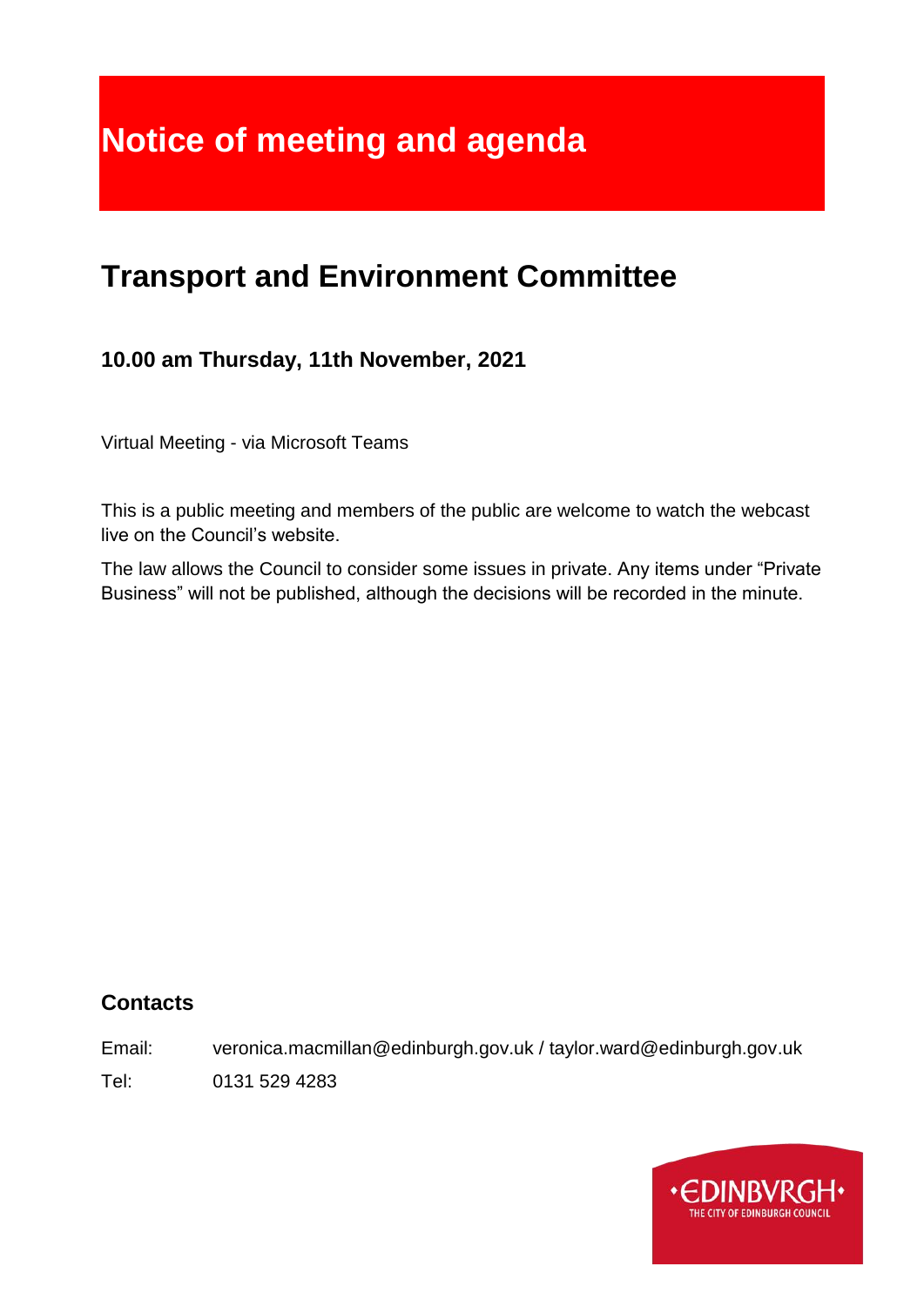# Notice of meeting and agenda

## Transport and Environment Committee

### 10.00 am Thursday, 11th November, 2021

Virtual Meeting - via Microsoft Teams

This is a public meeting and members of the public are welcome to watch the webcast live on the Council's website.

The law allows the Council to consider some issues in private. Any items under "Private Business" will not be published, although the decisions will be recorded in the minute.

### Contacts

Email: veronica.macmillan@edinburgh.gov.uk / taylor.ward@edinburgh.gov.uk

Tel: 0131 529 4283

•EDINBVRGH•
THE CITY OF EDINBURGH COUNCIL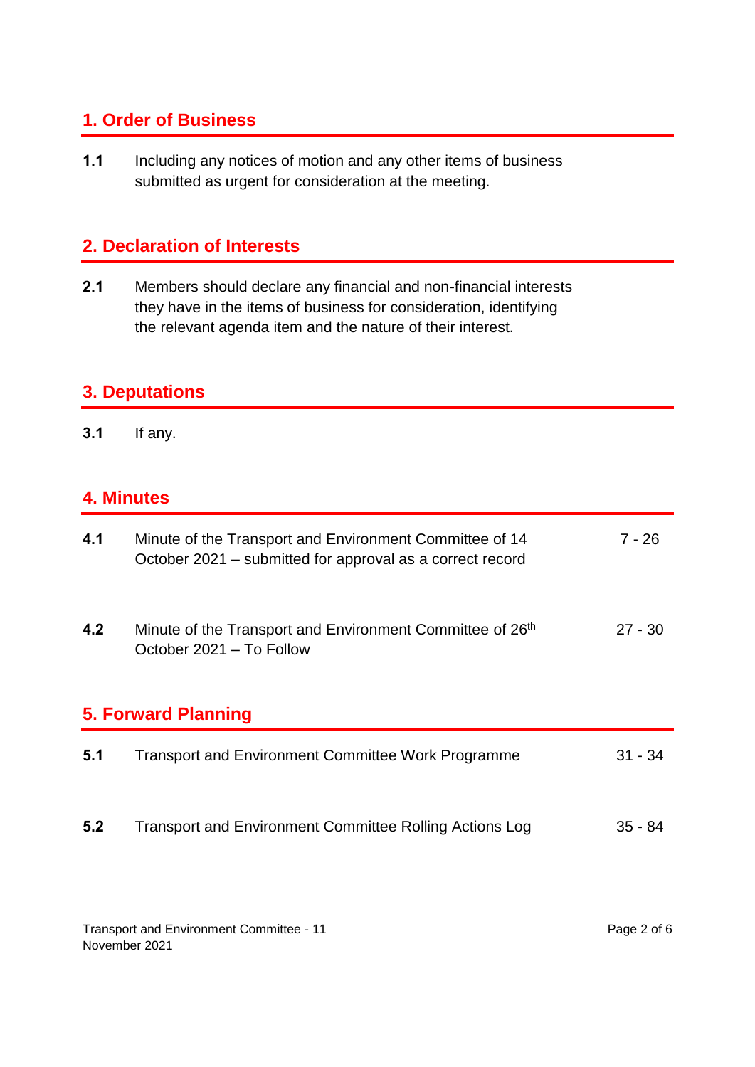## 1. Order of Business

**1.1** Including any notices of motion and any other items of business submitted as urgent for consideration at the meeting.

## 2. Declaration of Interests

**2.1** Members should declare any financial and non-financial interests they have in the items of business for consideration, identifying the relevant agenda item and the nature of their interest.

## 3. Deputations

**3.1** If any.

## 4. Minutes

| | | |
|---|---|---|
| **4.1** | Minute of the Transport and Environment Committee of 14 October 2021 – submitted for approval as a correct record | 7 - 26 |
| **4.2** | Minute of the Transport and Environment Committee of 26th October 2021 – To Follow | 27 - 30 |

## 5. Forward Planning

| | | |
|---|---|---|
| **5.1** | Transport and Environment Committee Work Programme | 31 - 34 |
| **5.2** | Transport and Environment Committee Rolling Actions Log | 35 - 84 |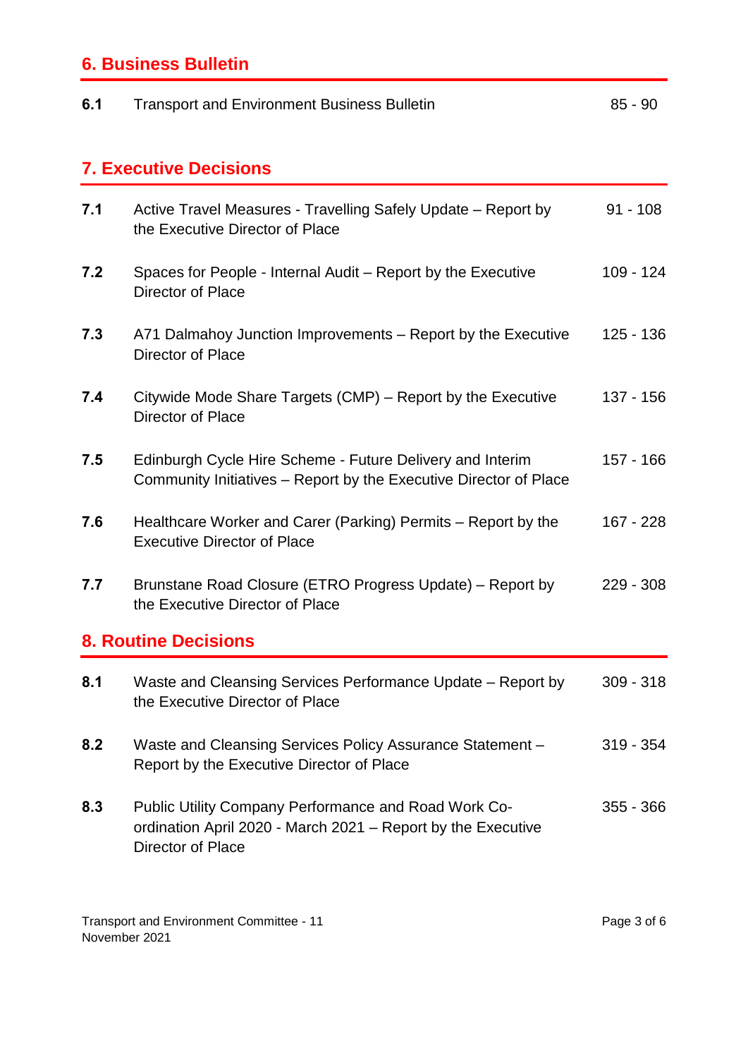## 6. Business Bulletin

| | | |
|---|---|---|
| **6.1** | Transport and Environment Business Bulletin | 85 - 90 |

## 7. Executive Decisions

| | | |
|---|---|---|
| **7.1** | Active Travel Measures - Travelling Safely Update – Report by the Executive Director of Place | 91 - 108 |
| **7.2** | Spaces for People - Internal Audit – Report by the Executive Director of Place | 109 - 124 |
| **7.3** | A71 Dalmahoy Junction Improvements – Report by the Executive Director of Place | 125 - 136 |
| **7.4** | Citywide Mode Share Targets (CMP) – Report by the Executive Director of Place | 137 - 156 |
| **7.5** | Edinburgh Cycle Hire Scheme - Future Delivery and Interim Community Initiatives – Report by the Executive Director of Place | 157 - 166 |
| **7.6** | Healthcare Worker and Carer (Parking) Permits – Report by the Executive Director of Place | 167 - 228 |
| **7.7** | Brunstane Road Closure (ETRO Progress Update) – Report by the Executive Director of Place | 229 - 308 |

## 8. Routine Decisions

| | | |
|---|---|---|
| **8.1** | Waste and Cleansing Services Performance Update – Report by the Executive Director of Place | 309 - 318 |
| **8.2** | Waste and Cleansing Services Policy Assurance Statement – Report by the Executive Director of Place | 319 - 354 |
| **8.3** | Public Utility Company Performance and Road Work Co-ordination April 2020 - March 2021 – Report by the Executive Director of Place | 355 - 366 |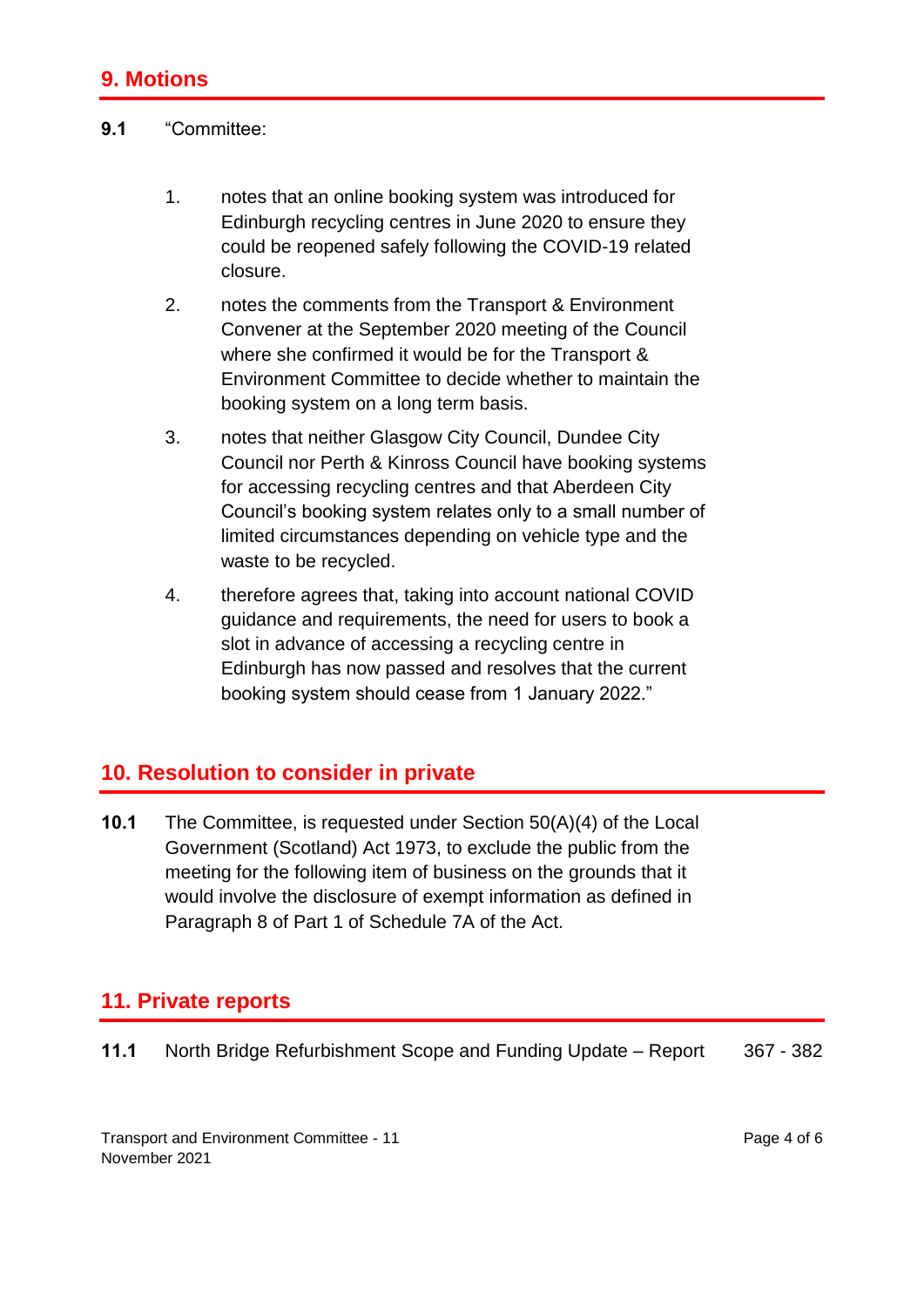## 9. Motions

**9.1** "Committee:

1. notes that an online booking system was introduced for Edinburgh recycling centres in June 2020 to ensure they could be reopened safely following the COVID-19 related closure.
2. notes the comments from the Transport & Environment Convener at the September 2020 meeting of the Council where she confirmed it would be for the Transport & Environment Committee to decide whether to maintain the booking system on a long term basis.
3. notes that neither Glasgow City Council, Dundee City Council nor Perth & Kinross Council have booking systems for accessing recycling centres and that Aberdeen City Council's booking system relates only to a small number of limited circumstances depending on vehicle type and the waste to be recycled.
4. therefore agrees that, taking into account national COVID guidance and requirements, the need for users to book a slot in advance of accessing a recycling centre in Edinburgh has now passed and resolves that the current booking system should cease from 1 January 2022."

## 10. Resolution to consider in private

**10.1** The Committee, is requested under Section 50(A)(4) of the Local Government (Scotland) Act 1973, to exclude the public from the meeting for the following item of business on the grounds that it would involve the disclosure of exempt information as defined in Paragraph 8 of Part 1 of Schedule 7A of the Act.

## 11. Private reports

**11.1** North Bridge Refurbishment Scope and Funding Update – Report 367 - 382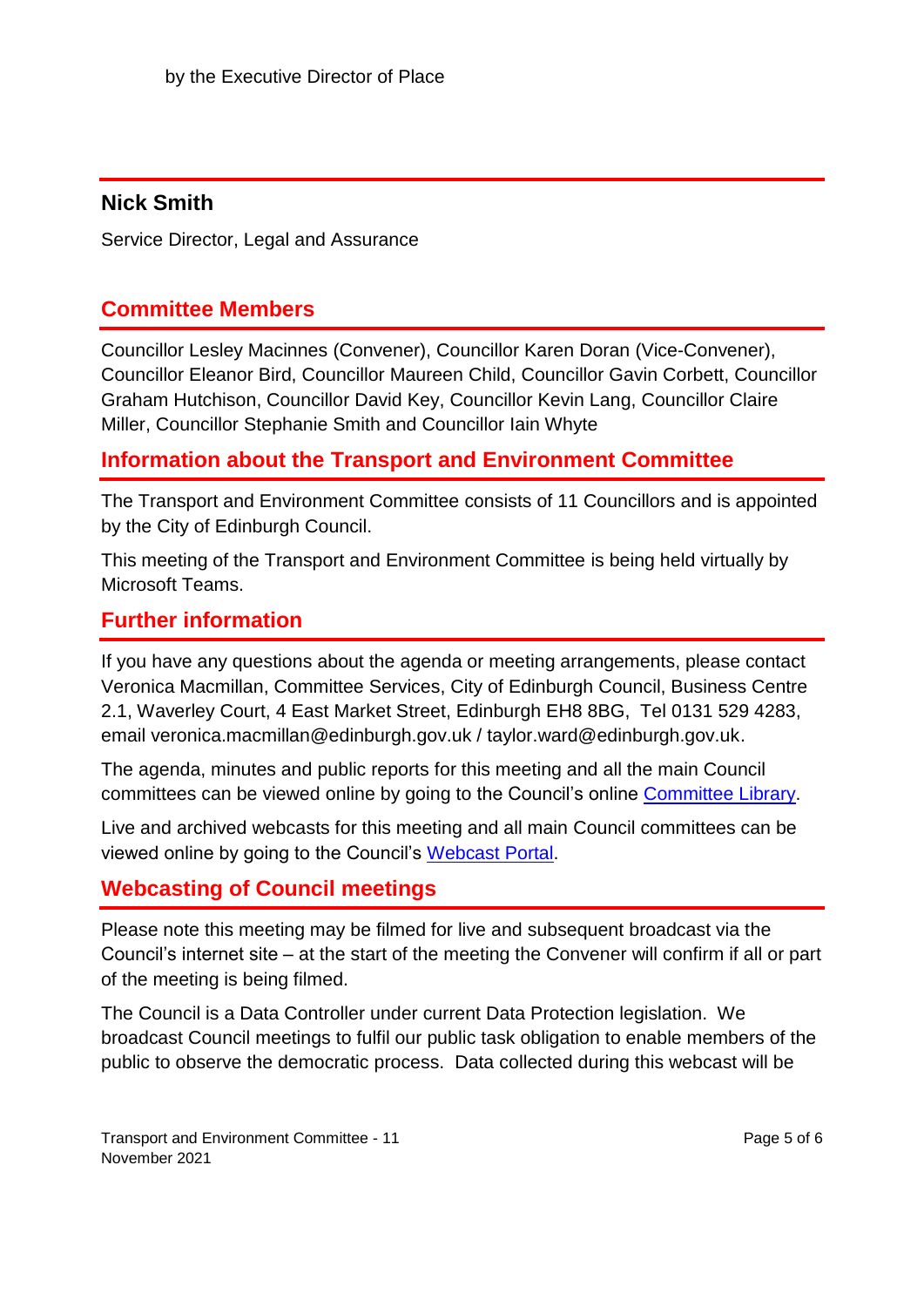by the Executive Director of Place

**Nick Smith**

Service Director, Legal and Assurance

## Committee Members

Councillor Lesley Macinnes (Convener), Councillor Karen Doran (Vice-Convener), Councillor Eleanor Bird, Councillor Maureen Child, Councillor Gavin Corbett, Councillor Graham Hutchison, Councillor David Key, Councillor Kevin Lang, Councillor Claire Miller, Councillor Stephanie Smith and Councillor Iain Whyte

## Information about the Transport and Environment Committee

The Transport and Environment Committee consists of 11 Councillors and is appointed by the City of Edinburgh Council.

This meeting of the Transport and Environment Committee is being held virtually by Microsoft Teams.

## Further information

If you have any questions about the agenda or meeting arrangements, please contact Veronica Macmillan, Committee Services, City of Edinburgh Council, Business Centre 2.1, Waverley Court, 4 East Market Street, Edinburgh EH8 8BG, Tel 0131 529 4283, email veronica.macmillan@edinburgh.gov.uk / taylor.ward@edinburgh.gov.uk.

The agenda, minutes and public reports for this meeting and all the main Council committees can be viewed online by going to the Council's online Committee Library.

Live and archived webcasts for this meeting and all main Council committees can be viewed online by going to the Council's Webcast Portal.

## Webcasting of Council meetings

Please note this meeting may be filmed for live and subsequent broadcast via the Council's internet site – at the start of the meeting the Convener will confirm if all or part of the meeting is being filmed.

The Council is a Data Controller under current Data Protection legislation. We broadcast Council meetings to fulfil our public task obligation to enable members of the public to observe the democratic process. Data collected during this webcast will be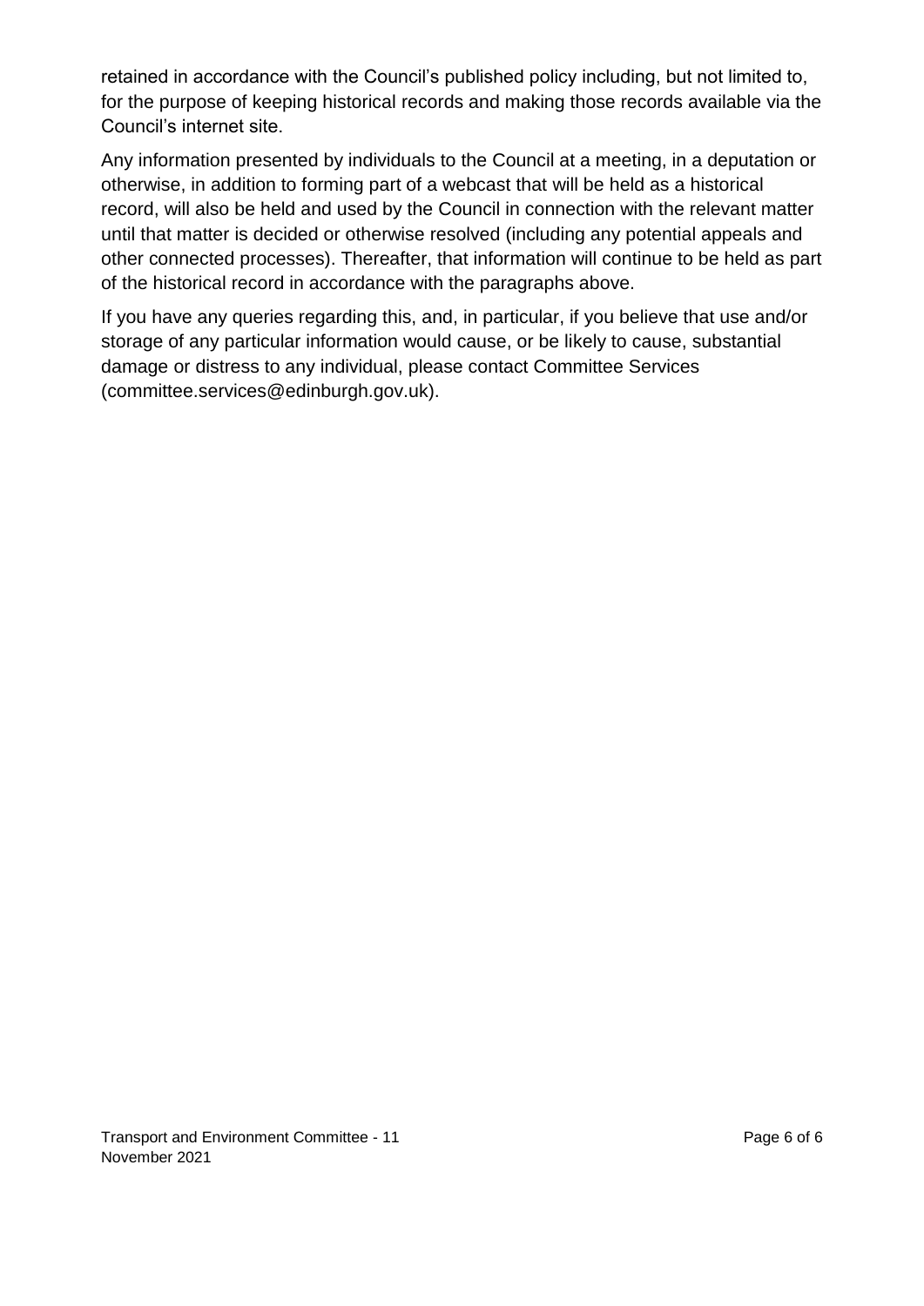retained in accordance with the Council's published policy including, but not limited to, for the purpose of keeping historical records and making those records available via the Council's internet site.

Any information presented by individuals to the Council at a meeting, in a deputation or otherwise, in addition to forming part of a webcast that will be held as a historical record, will also be held and used by the Council in connection with the relevant matter until that matter is decided or otherwise resolved (including any potential appeals and other connected processes). Thereafter, that information will continue to be held as part of the historical record in accordance with the paragraphs above.

If you have any queries regarding this, and, in particular, if you believe that use and/or storage of any particular information would cause, or be likely to cause, substantial damage or distress to any individual, please contact Committee Services (committee.services@edinburgh.gov.uk).